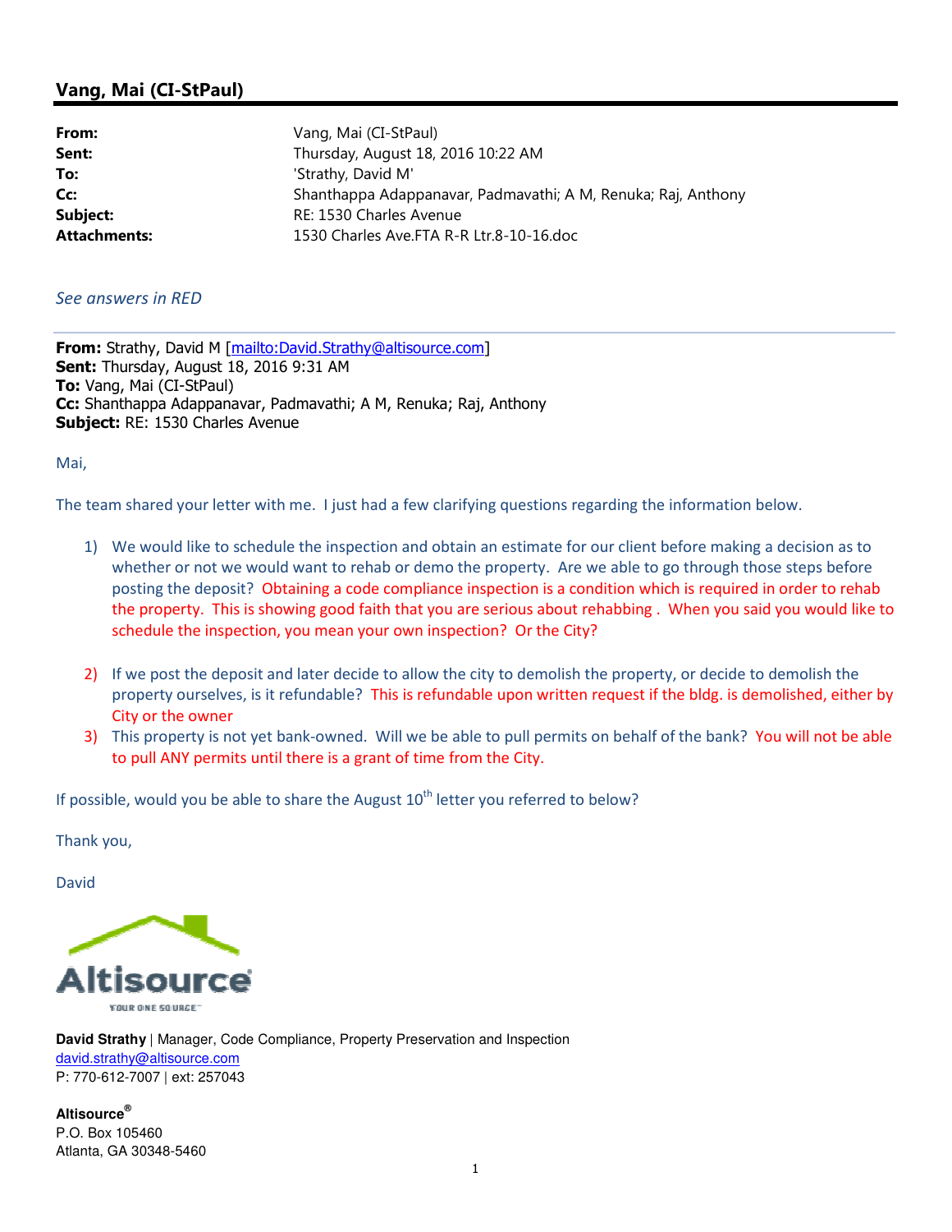## Vang, Mai (CI-StPaul)

**From:** Vang, Mai (CI-StPaul)
**Sent:** Thursday, August 18, 2016 10:22 AM
**To:** 'Strathy, David M'
**Cc:** Shanthappa Adappanavar, Padmavathi; A M, Renuka; Raj, Anthony
**Subject:** RE: 1530 Charles Avenue
**Attachments:** 1530 Charles Ave.FTA R-R Ltr.8-10-16.doc

*See answers in RED*

---

**From:** Strathy, David M [mailto:David.Strathy@altisource.com]
**Sent:** Thursday, August 18, 2016 9:31 AM
**To:** Vang, Mai (CI-StPaul)
**Cc:** Shanthappa Adappanavar, Padmavathi; A M, Renuka; Raj, Anthony
**Subject:** RE: 1530 Charles Avenue

Mai,

The team shared your letter with me. I just had a few clarifying questions regarding the information below.

1) We would like to schedule the inspection and obtain an estimate for our client before making a decision as to whether or not we would want to rehab or demo the property. Are we able to go through those steps before posting the deposit? Obtaining a code compliance inspection is a condition which is required in order to rehab the property. This is showing good faith that you are serious about rehabbing . When you said you would like to schedule the inspection, you mean your own inspection? Or the City?

2) If we post the deposit and later decide to allow the city to demolish the property, or decide to demolish the property ourselves, is it refundable? This is refundable upon written request if the bldg. is demolished, either by City or the owner

3) This property is not yet bank-owned. Will we be able to pull permits on behalf of the bank? You will not be able to pull ANY permits until there is a grant of time from the City.

If possible, would you be able to share the August 10th letter you referred to below?

Thank you,

David

Altisource
YOUR ONE SOURCE™

**David Strathy** | Manager, Code Compliance, Property Preservation and Inspection
david.strathy@altisource.com
P: 770-612-7007 | ext: 257043

**Altisource®**
P.O. Box 105460
Atlanta, GA 30348-5460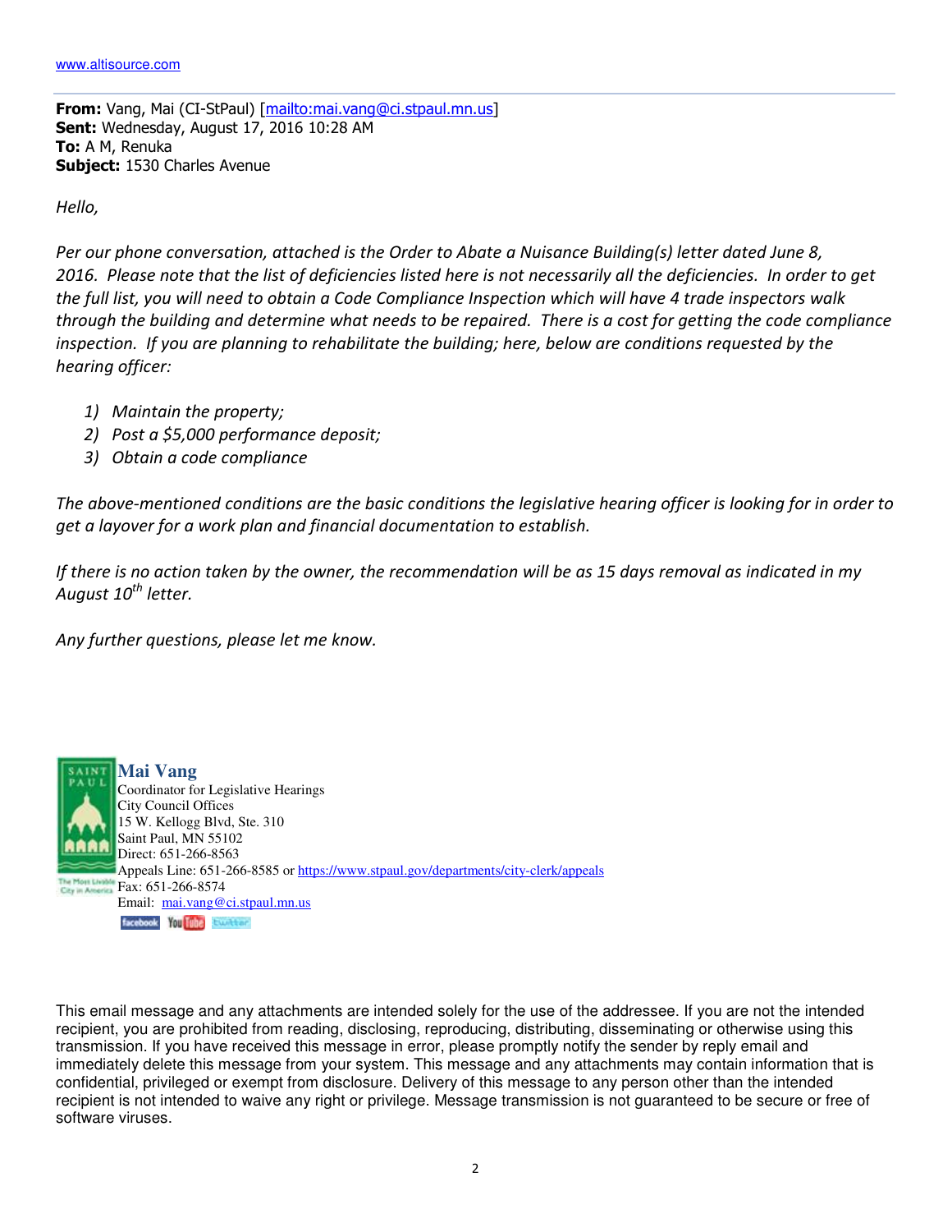www.altisource.com

**From:** Vang, Mai (CI-StPaul) [mailto:mai.vang@ci.stpaul.mn.us]
**Sent:** Wednesday, August 17, 2016 10:28 AM
**To:** A M, Renuka
**Subject:** 1530 Charles Avenue

*Hello,*

*Per our phone conversation, attached is the Order to Abate a Nuisance Building(s) letter dated June 8, 2016. Please note that the list of deficiencies listed here is not necessarily all the deficiencies. In order to get the full list, you will need to obtain a Code Compliance Inspection which will have 4 trade inspectors walk through the building and determine what needs to be repaired. There is a cost for getting the code compliance inspection. If you are planning to rehabilitate the building; here, below are conditions requested by the hearing officer:*

1) *Maintain the property;*
2) *Post a $5,000 performance deposit;*
3) *Obtain a code compliance*

*The above-mentioned conditions are the basic conditions the legislative hearing officer is looking for in order to get a layover for a work plan and financial documentation to establish.*

*If there is no action taken by the owner, the recommendation will be as 15 days removal as indicated in my August 10th letter.*

*Any further questions, please let me know.*

**Mai Vang**
Coordinator for Legislative Hearings
City Council Offices
15 W. Kellogg Blvd, Ste. 310
Saint Paul, MN 55102
Direct: 651-266-8563
Appeals Line: 651-266-8585 or https://www.stpaul.gov/departments/city-clerk/appeals
Fax: 651-266-8574
Email: mai.vang@ci.stpaul.mn.us

This email message and any attachments are intended solely for the use of the addressee. If you are not the intended recipient, you are prohibited from reading, disclosing, reproducing, distributing, disseminating or otherwise using this transmission. If you have received this message in error, please promptly notify the sender by reply email and immediately delete this message from your system. This message and any attachments may contain information that is confidential, privileged or exempt from disclosure. Delivery of this message to any person other than the intended recipient is not intended to waive any right or privilege. Message transmission is not guaranteed to be secure or free of software viruses.